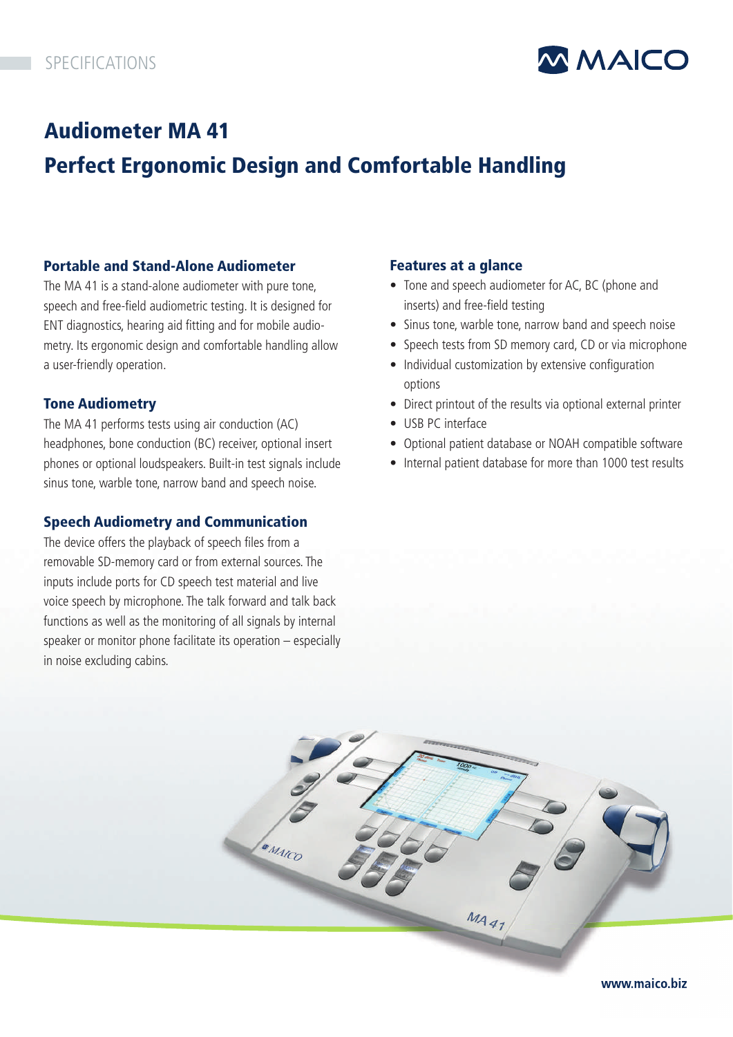SPECIFICATIONS

# Audiometer MA 41

## Perfect Ergonomic Design and Comfortable Handling

### Portable and Stand-Alone Audiometer

The MA 41 is a stand-alone audiometer with pure tone, speech and free-field audiometric testing. It is designed for ENT diagnostics, hearing aid fitting and for mobile audiometry. Its ergonomic design and comfortable handling allow a user-friendly operation.

### Tone Audiometry

The MA 41 performs tests using air conduction (AC) headphones, bone conduction (BC) receiver, optional insert phones or optional loudspeakers. Built-in test signals include sinus tone, warble tone, narrow band and speech noise.

### Speech Audiometry and Communication

The device offers the playback of speech files from a removable SD-memory card or from external sources. The inputs include ports for CD speech test material and live voice speech by microphone. The talk forward and talk back functions as well as the monitoring of all signals by internal speaker or monitor phone facilitate its operation – especially in noise excluding cabins.

### Features at a glance

- Tone and speech audiometer for AC, BC (phone and inserts) and free-field testing
- Sinus tone, warble tone, narrow band and speech noise
- Speech tests from SD memory card, CD or via microphone
- Individual customization by extensive configuration options
- Direct printout of the results via optional external printer
- USB PC interface
- Optional patient database or NOAH compatible software
- Internal patient database for more than 1000 test results

www.maico.biz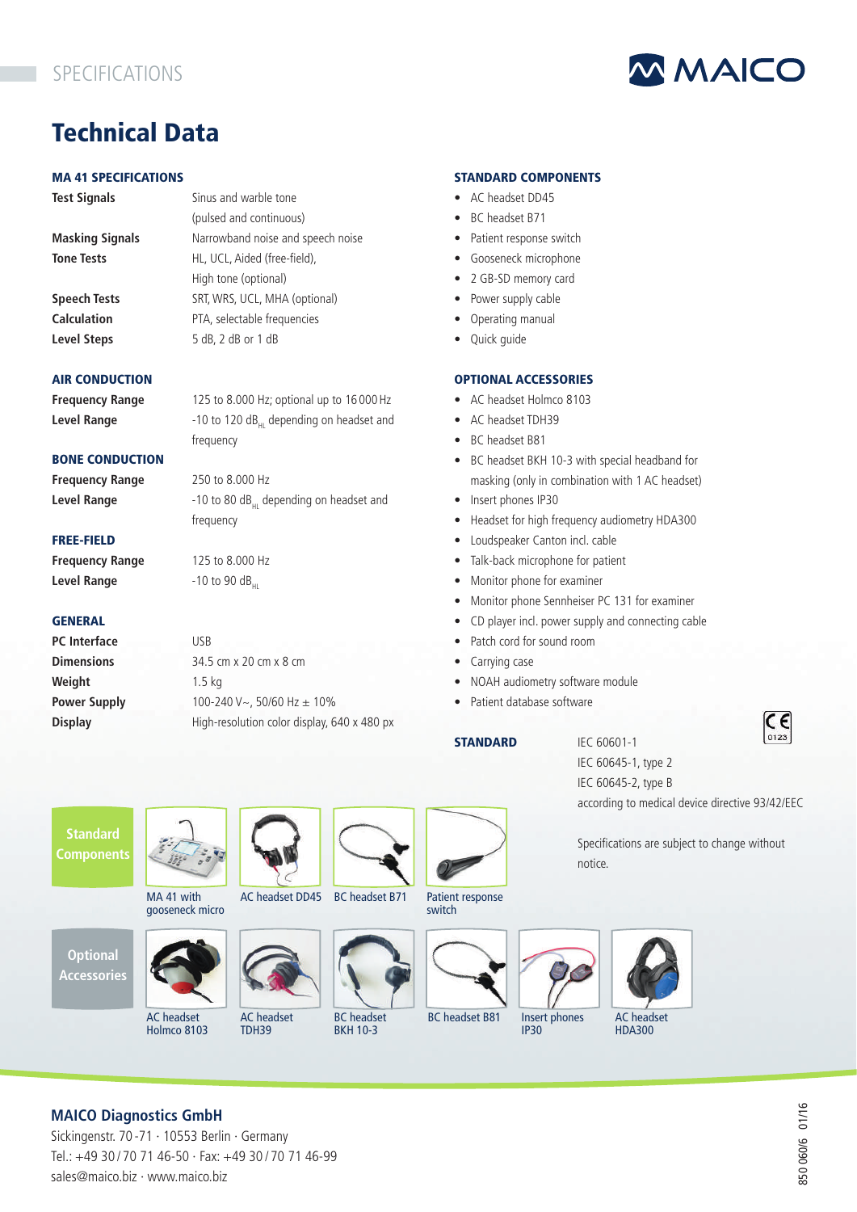SPECIFICATIONS

# Technical Data

## MA 41 SPECIFICATIONS

| | |
|---|---|
| **Test Signals** | Sinus and warble tone (pulsed and continuous) |
| **Masking Signals** | Narrowband noise and speech noise |
| **Tone Tests** | HL, UCL, Aided (free-field), High tone (optional) |
| **Speech Tests** | SRT, WRS, UCL, MHA (optional) |
| **Calculation** | PTA, selectable frequencies |
| **Level Steps** | 5 dB, 2 dB or 1 dB |

## AIR CONDUCTION

| | |
|---|---|
| **Frequency Range** | 125 to 8.000 Hz; optional up to 16 000 Hz |
| **Level Range** | -10 to 120 $dB_{HL}$ depending on headset and frequency |

## BONE CONDUCTION

| | |
|---|---|
| **Frequency Range** | 250 to 8.000 Hz |
| **Level Range** | -10 to 80 $dB_{HL}$ depending on headset and frequency |

## FREE-FIELD

| | |
|---|---|
| **Frequency Range** | 125 to 8.000 Hz |
| **Level Range** | -10 to 90 $dB_{HL}$ |

## GENERAL

| | |
|---|---|
| **PC Interface** | USB |
| **Dimensions** | 34.5 cm x 20 cm x 8 cm |
| **Weight** | 1.5 kg |
| **Power Supply** | 100-240 V~, 50/60 Hz ± 10% |
| **Display** | High-resolution color display, 640 x 480 px |

## STANDARD COMPONENTS

- AC headset DD45
- BC headset B71
- Patient response switch
- Gooseneck microphone
- 2 GB-SD memory card
- Power supply cable
- Operating manual
- Quick guide

## OPTIONAL ACCESSORIES

- AC headset Holmco 8103
- AC headset TDH39
- BC headset B81
- BC headset BKH 10-3 with special headband for masking (only in combination with 1 AC headset)
- Insert phones IP30
- Headset for high frequency audiometry HDA300
- Loudspeaker Canton incl. cable
- Talk-back microphone for patient
- Monitor phone for examiner
- Monitor phone Sennheiser PC 131 for examiner
- CD player incl. power supply and connecting cable
- Patch cord for sound room
- Carrying case
- NOAH audiometry software module
- Patient database software

## STANDARD

IEC 60601-1
IEC 60645-1, type 2
IEC 60645-2, type B
according to medical device directive 93/42/EEC

CE 0123

Specifications are subject to change without notice.

**Standard Components**

MA 41 with gooseneck micro

AC headset DD45

BC headset B71

Patient response switch

**Optional Accessories**

AC headset Holmco 8103

AC headset TDH39

BC headset BKH 10-3

BC headset B81

Insert phones IP30

AC headset HDA300

**MAICO Diagnostics GmbH**
Sickingenstr. 70-71 · 10553 Berlin · Germany
Tel.: +49 30 / 70 71 46-50 · Fax: +49 30 / 70 71 46-99
sales@maico.biz · www.maico.biz

850 060/6 01/16